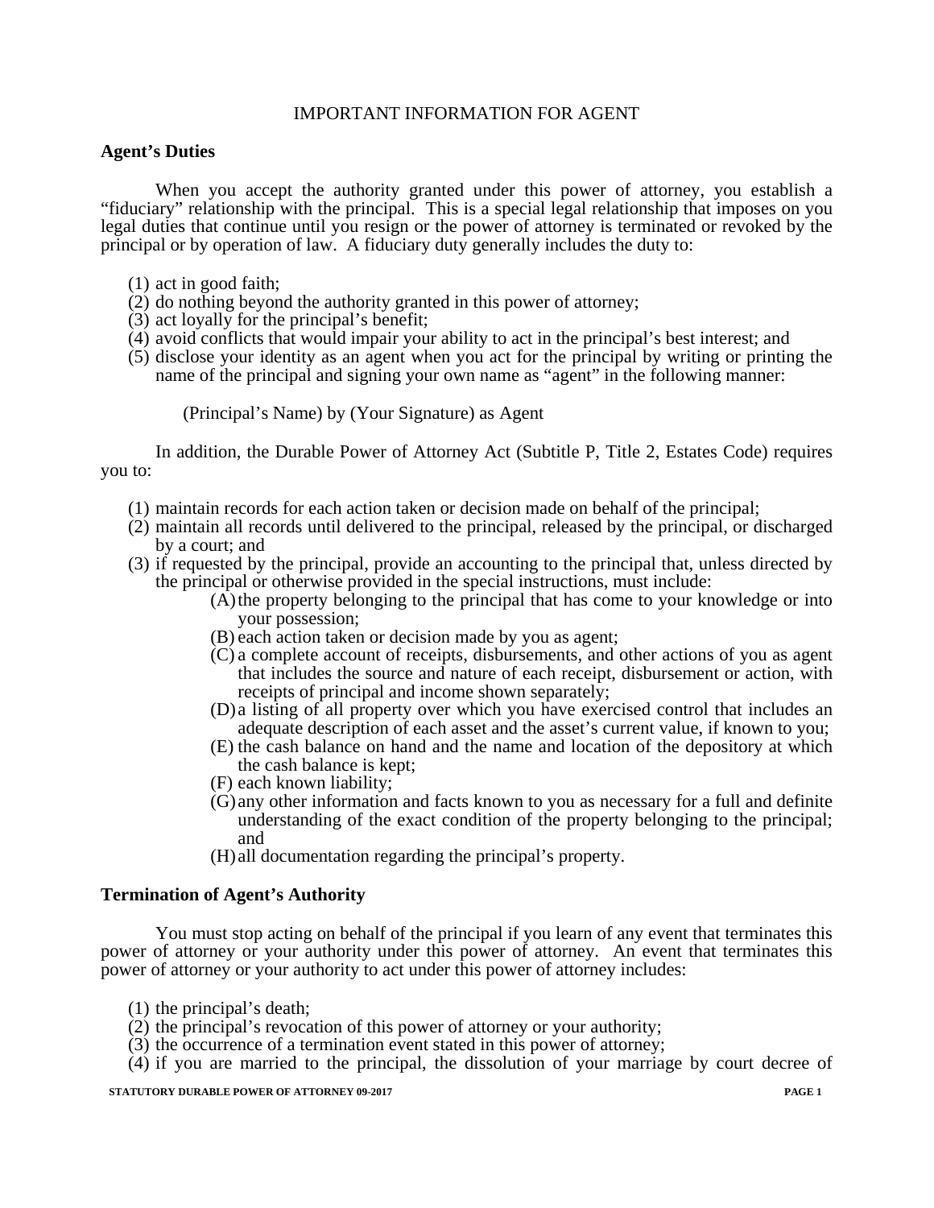# IMPORTANT INFORMATION FOR AGENT

## Agent's Duties

When you accept the authority granted under this power of attorney, you establish a "fiduciary" relationship with the principal. This is a special legal relationship that imposes on you legal duties that continue until you resign or the power of attorney is terminated or revoked by the principal or by operation of law. A fiduciary duty generally includes the duty to:

(1) act in good faith;
(2) do nothing beyond the authority granted in this power of attorney;
(3) act loyally for the principal's benefit;
(4) avoid conflicts that would impair your ability to act in the principal's best interest; and
(5) disclose your identity as an agent when you act for the principal by writing or printing the name of the principal and signing your own name as "agent" in the following manner:

(Principal's Name) by (Your Signature) as Agent

In addition, the Durable Power of Attorney Act (Subtitle P, Title 2, Estates Code) requires you to:

(1) maintain records for each action taken or decision made on behalf of the principal;
(2) maintain all records until delivered to the principal, released by the principal, or discharged by a court; and
(3) if requested by the principal, provide an accounting to the principal that, unless directed by the principal or otherwise provided in the special instructions, must include:
   (A) the property belonging to the principal that has come to your knowledge or into your possession;
   (B) each action taken or decision made by you as agent;
   (C) a complete account of receipts, disbursements, and other actions of you as agent that includes the source and nature of each receipt, disbursement or action, with receipts of principal and income shown separately;
   (D) a listing of all property over which you have exercised control that includes an adequate description of each asset and the asset's current value, if known to you;
   (E) the cash balance on hand and the name and location of the depository at which the cash balance is kept;
   (F) each known liability;
   (G) any other information and facts known to you as necessary for a full and definite understanding of the exact condition of the property belonging to the principal; and
   (H) all documentation regarding the principal's property.

## Termination of Agent's Authority

You must stop acting on behalf of the principal if you learn of any event that terminates this power of attorney or your authority under this power of attorney. An event that terminates this power of attorney or your authority to act under this power of attorney includes:

(1) the principal's death;
(2) the principal's revocation of this power of attorney or your authority;
(3) the occurrence of a termination event stated in this power of attorney;
(4) if you are married to the principal, the dissolution of your marriage by court decree of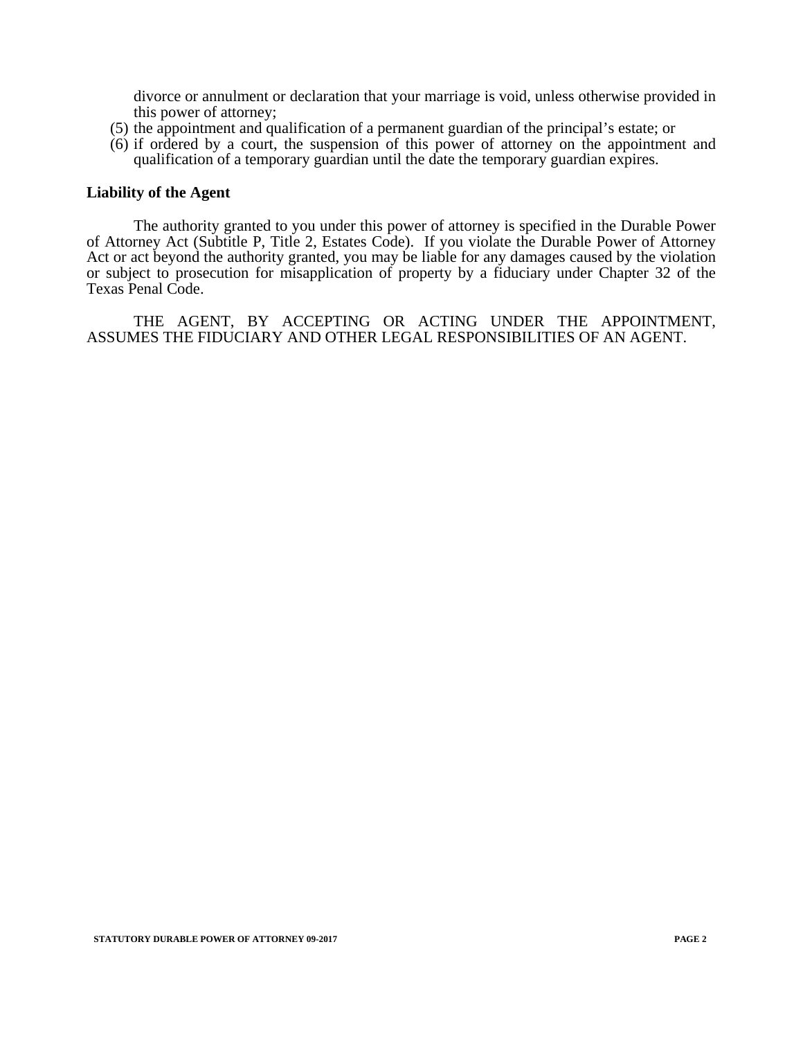divorce or annulment or declaration that your marriage is void, unless otherwise provided in this power of attorney;

(5) the appointment and qualification of a permanent guardian of the principal's estate; or

(6) if ordered by a court, the suspension of this power of attorney on the appointment and qualification of a temporary guardian until the date the temporary guardian expires.

**Liability of the Agent**

The authority granted to you under this power of attorney is specified in the Durable Power of Attorney Act (Subtitle P, Title 2, Estates Code). If you violate the Durable Power of Attorney Act or act beyond the authority granted, you may be liable for any damages caused by the violation or subject to prosecution for misapplication of property by a fiduciary under Chapter 32 of the Texas Penal Code.

THE AGENT, BY ACCEPTING OR ACTING UNDER THE APPOINTMENT, ASSUMES THE FIDUCIARY AND OTHER LEGAL RESPONSIBILITIES OF AN AGENT.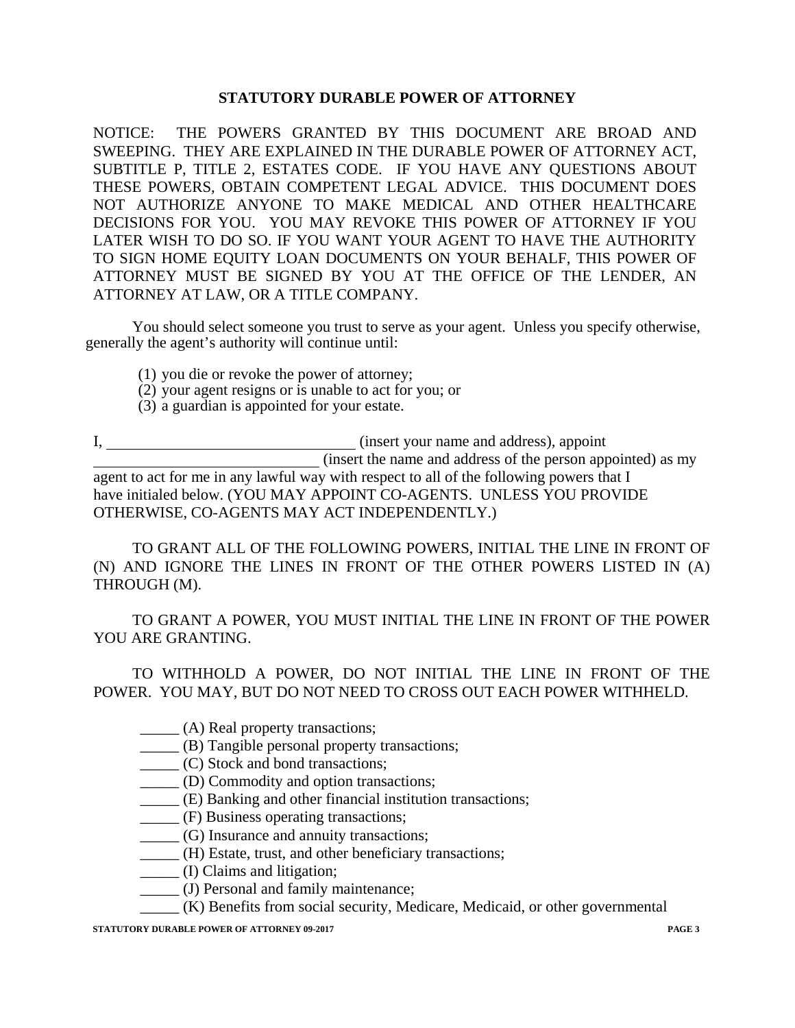# STATUTORY DURABLE POWER OF ATTORNEY

NOTICE: THE POWERS GRANTED BY THIS DOCUMENT ARE BROAD AND SWEEPING. THEY ARE EXPLAINED IN THE DURABLE POWER OF ATTORNEY ACT, SUBTITLE P, TITLE 2, ESTATES CODE. IF YOU HAVE ANY QUESTIONS ABOUT THESE POWERS, OBTAIN COMPETENT LEGAL ADVICE. THIS DOCUMENT DOES NOT AUTHORIZE ANYONE TO MAKE MEDICAL AND OTHER HEALTHCARE DECISIONS FOR YOU. YOU MAY REVOKE THIS POWER OF ATTORNEY IF YOU LATER WISH TO DO SO. IF YOU WANT YOUR AGENT TO HAVE THE AUTHORITY TO SIGN HOME EQUITY LOAN DOCUMENTS ON YOUR BEHALF, THIS POWER OF ATTORNEY MUST BE SIGNED BY YOU AT THE OFFICE OF THE LENDER, AN ATTORNEY AT LAW, OR A TITLE COMPANY.

You should select someone you trust to serve as your agent. Unless you specify otherwise, generally the agent's authority will continue until:

(1) you die or revoke the power of attorney;
(2) your agent resigns or is unable to act for you; or
(3) a guardian is appointed for your estate.

I, ________________________________ (insert your name and address), appoint ______________________________ (insert the name and address of the person appointed) as my agent to act for me in any lawful way with respect to all of the following powers that I have initialed below. (YOU MAY APPOINT CO-AGENTS. UNLESS YOU PROVIDE OTHERWISE, CO-AGENTS MAY ACT INDEPENDENTLY.)

TO GRANT ALL OF THE FOLLOWING POWERS, INITIAL THE LINE IN FRONT OF (N) AND IGNORE THE LINES IN FRONT OF THE OTHER POWERS LISTED IN (A) THROUGH (M).

TO GRANT A POWER, YOU MUST INITIAL THE LINE IN FRONT OF THE POWER YOU ARE GRANTING.

TO WITHHOLD A POWER, DO NOT INITIAL THE LINE IN FRONT OF THE POWER. YOU MAY, BUT DO NOT NEED TO CROSS OUT EACH POWER WITHHELD.

_____ (A) Real property transactions;
_____ (B) Tangible personal property transactions;
_____ (C) Stock and bond transactions;
_____ (D) Commodity and option transactions;
_____ (E) Banking and other financial institution transactions;
_____ (F) Business operating transactions;
_____ (G) Insurance and annuity transactions;
_____ (H) Estate, trust, and other beneficiary transactions;
_____ (I) Claims and litigation;
_____ (J) Personal and family maintenance;
_____ (K) Benefits from social security, Medicare, Medicaid, or other governmental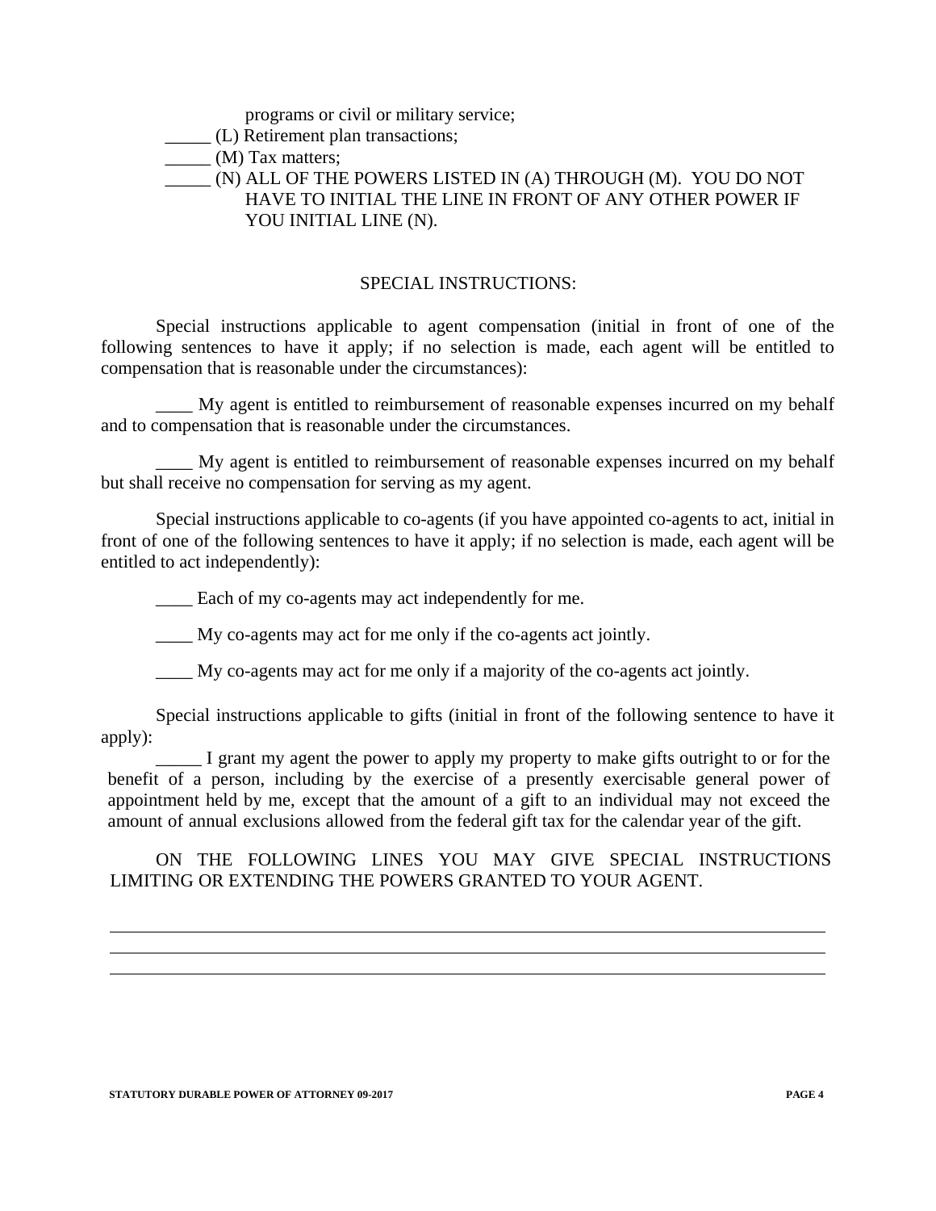programs or civil or military service;

_____ (L) Retirement plan transactions;

_____ (M) Tax matters;

_____ (N) ALL OF THE POWERS LISTED IN (A) THROUGH (M). YOU DO NOT HAVE TO INITIAL THE LINE IN FRONT OF ANY OTHER POWER IF YOU INITIAL LINE (N).

SPECIAL INSTRUCTIONS:

Special instructions applicable to agent compensation (initial in front of one of the following sentences to have it apply; if no selection is made, each agent will be entitled to compensation that is reasonable under the circumstances):

____ My agent is entitled to reimbursement of reasonable expenses incurred on my behalf and to compensation that is reasonable under the circumstances.

____ My agent is entitled to reimbursement of reasonable expenses incurred on my behalf but shall receive no compensation for serving as my agent.

Special instructions applicable to co-agents (if you have appointed co-agents to act, initial in front of one of the following sentences to have it apply; if no selection is made, each agent will be entitled to act independently):

____ Each of my co-agents may act independently for me.

____ My co-agents may act for me only if the co-agents act jointly.

____ My co-agents may act for me only if a majority of the co-agents act jointly.

Special instructions applicable to gifts (initial in front of the following sentence to have it apply):

_____ I grant my agent the power to apply my property to make gifts outright to or for the benefit of a person, including by the exercise of a presently exercisable general power of appointment held by me, except that the amount of a gift to an individual may not exceed the amount of annual exclusions allowed from the federal gift tax for the calendar year of the gift.

ON THE FOLLOWING LINES YOU MAY GIVE SPECIAL INSTRUCTIONS LIMITING OR EXTENDING THE POWERS GRANTED TO YOUR AGENT.

______________________________________________________________________________

______________________________________________________________________________

______________________________________________________________________________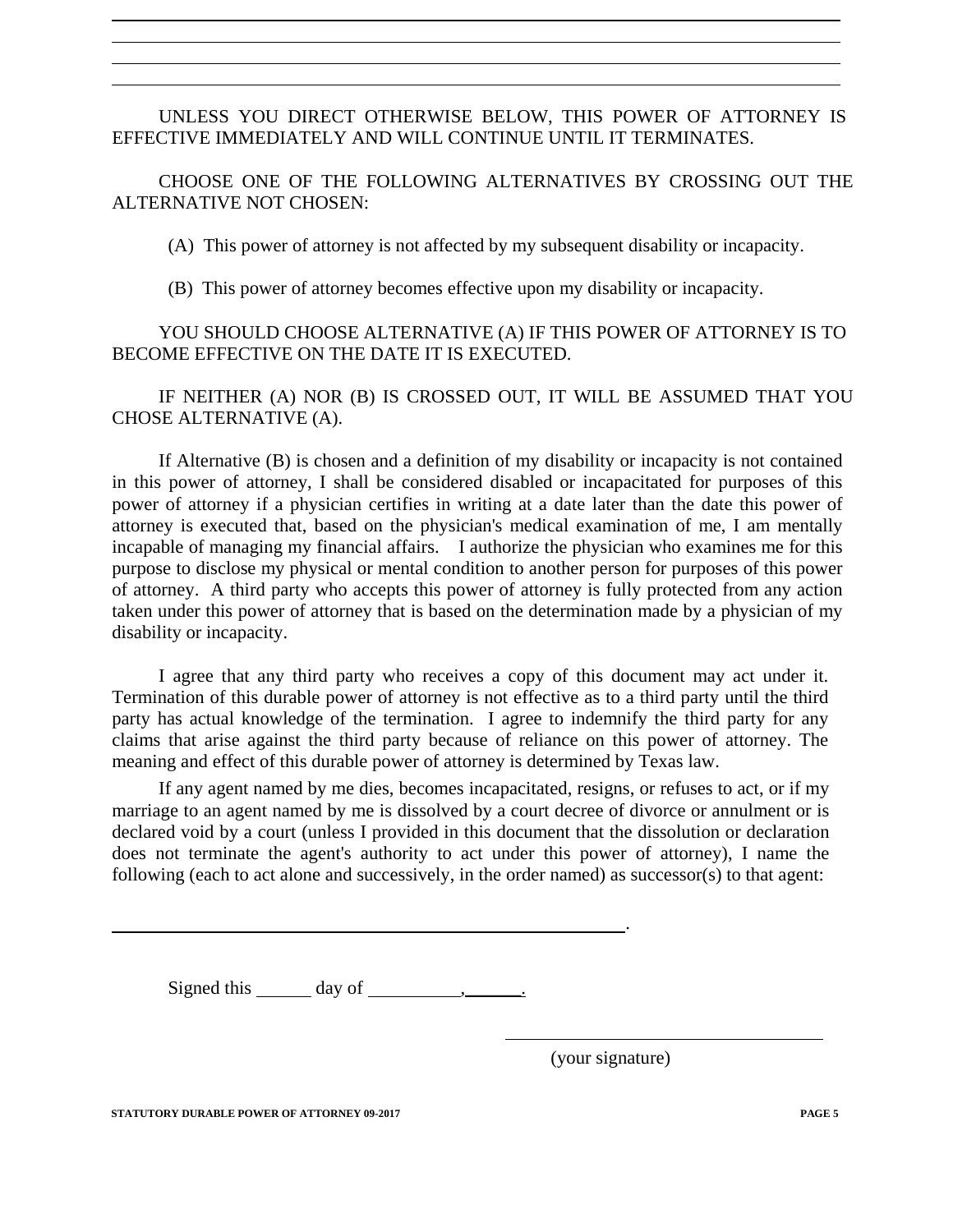UNLESS YOU DIRECT OTHERWISE BELOW, THIS POWER OF ATTORNEY IS EFFECTIVE IMMEDIATELY AND WILL CONTINUE UNTIL IT TERMINATES.

CHOOSE ONE OF THE FOLLOWING ALTERNATIVES BY CROSSING OUT THE ALTERNATIVE NOT CHOSEN:

(A) This power of attorney is not affected by my subsequent disability or incapacity.

(B) This power of attorney becomes effective upon my disability or incapacity.

YOU SHOULD CHOOSE ALTERNATIVE (A) IF THIS POWER OF ATTORNEY IS TO BECOME EFFECTIVE ON THE DATE IT IS EXECUTED.

IF NEITHER (A) NOR (B) IS CROSSED OUT, IT WILL BE ASSUMED THAT YOU CHOSE ALTERNATIVE (A).

If Alternative (B) is chosen and a definition of my disability or incapacity is not contained in this power of attorney, I shall be considered disabled or incapacitated for purposes of this power of attorney if a physician certifies in writing at a date later than the date this power of attorney is executed that, based on the physician's medical examination of me, I am mentally incapable of managing my financial affairs. I authorize the physician who examines me for this purpose to disclose my physical or mental condition to another person for purposes of this power of attorney. A third party who accepts this power of attorney is fully protected from any action taken under this power of attorney that is based on the determination made by a physician of my disability or incapacity.

I agree that any third party who receives a copy of this document may act under it. Termination of this durable power of attorney is not effective as to a third party until the third party has actual knowledge of the termination. I agree to indemnify the third party for any claims that arise against the third party because of reliance on this power of attorney. The meaning and effect of this durable power of attorney is determined by Texas law.

If any agent named by me dies, becomes incapacitated, resigns, or refuses to act, or if my marriage to an agent named by me is dissolved by a court decree of divorce or annulment or is declared void by a court (unless I provided in this document that the dissolution or declaration does not terminate the agent's authority to act under this power of attorney), I name the following (each to act alone and successively, in the order named) as successor(s) to that agent:

______________________________________________________.

Signed this ______ day of __________, ______.

____________________________________
(your signature)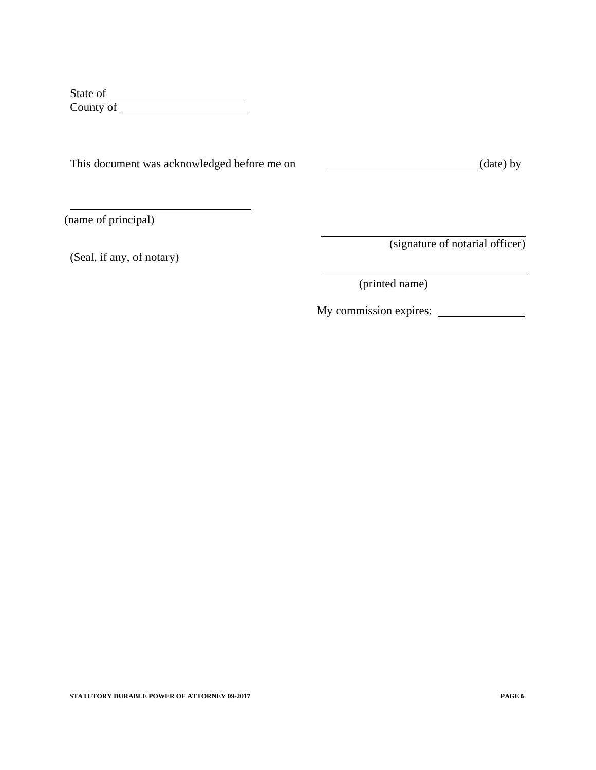State of \_\_\_\_\_\_\_\_\_\_\_\_\_\_\_\_\_\_\_\_\_\_
County of \_\_\_\_\_\_\_\_\_\_\_\_\_\_\_\_\_\_\_\_\_\_

This document was acknowledged before me on \_\_\_\_\_\_\_\_\_\_\_\_\_\_\_\_\_\_\_\_\_\_\_\_\_\_(date) by

\_\_\_\_\_\_\_\_\_\_\_\_\_\_\_\_\_\_\_\_\_\_\_\_\_\_\_\_\_\_\_\_
(name of principal)

\_\_\_\_\_\_\_\_\_\_\_\_\_\_\_\_\_\_\_\_\_\_\_\_\_\_\_\_\_\_\_\_\_\_\_\_
(signature of notarial officer)

(Seal, if any, of notary)

\_\_\_\_\_\_\_\_\_\_\_\_\_\_\_\_\_\_\_\_\_\_\_\_\_\_\_\_\_\_\_\_\_\_\_\_
(printed name)

My commission expires: \_\_\_\_\_\_\_\_\_\_\_\_\_\_\_\_